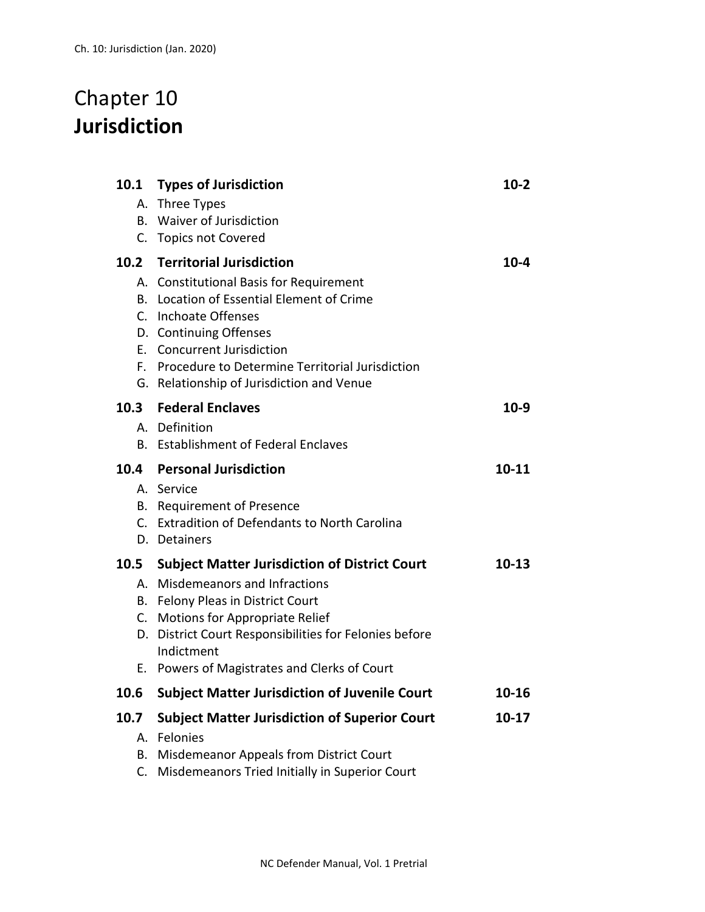# Chapter 10
# **Jurisdiction**

| | | |
|---|---|---|
| **10.1** | **Types of Jurisdiction** | **10-2** |
| | A. Three Types | |
| | B. Waiver of Jurisdiction | |
| | C. Topics not Covered | |
| **10.2** | **Territorial Jurisdiction** | **10-4** |
| | A. Constitutional Basis for Requirement | |
| | B. Location of Essential Element of Crime | |
| | C. Inchoate Offenses | |
| | D. Continuing Offenses | |
| | E. Concurrent Jurisdiction | |
| | F. Procedure to Determine Territorial Jurisdiction | |
| | G. Relationship of Jurisdiction and Venue | |
| **10.3** | **Federal Enclaves** | **10-9** |
| | A. Definition | |
| | B. Establishment of Federal Enclaves | |
| **10.4** | **Personal Jurisdiction** | **10-11** |
| | A. Service | |
| | B. Requirement of Presence | |
| | C. Extradition of Defendants to North Carolina | |
| | D. Detainers | |
| **10.5** | **Subject Matter Jurisdiction of District Court** | **10-13** |
| | A. Misdemeanors and Infractions | |
| | B. Felony Pleas in District Court | |
| | C. Motions for Appropriate Relief | |
| | D. District Court Responsibilities for Felonies before Indictment | |
| | E. Powers of Magistrates and Clerks of Court | |
| **10.6** | **Subject Matter Jurisdiction of Juvenile Court** | **10-16** |
| **10.7** | **Subject Matter Jurisdiction of Superior Court** | **10-17** |
| | A. Felonies | |
| | B. Misdemeanor Appeals from District Court | |
| | C. Misdemeanors Tried Initially in Superior Court | |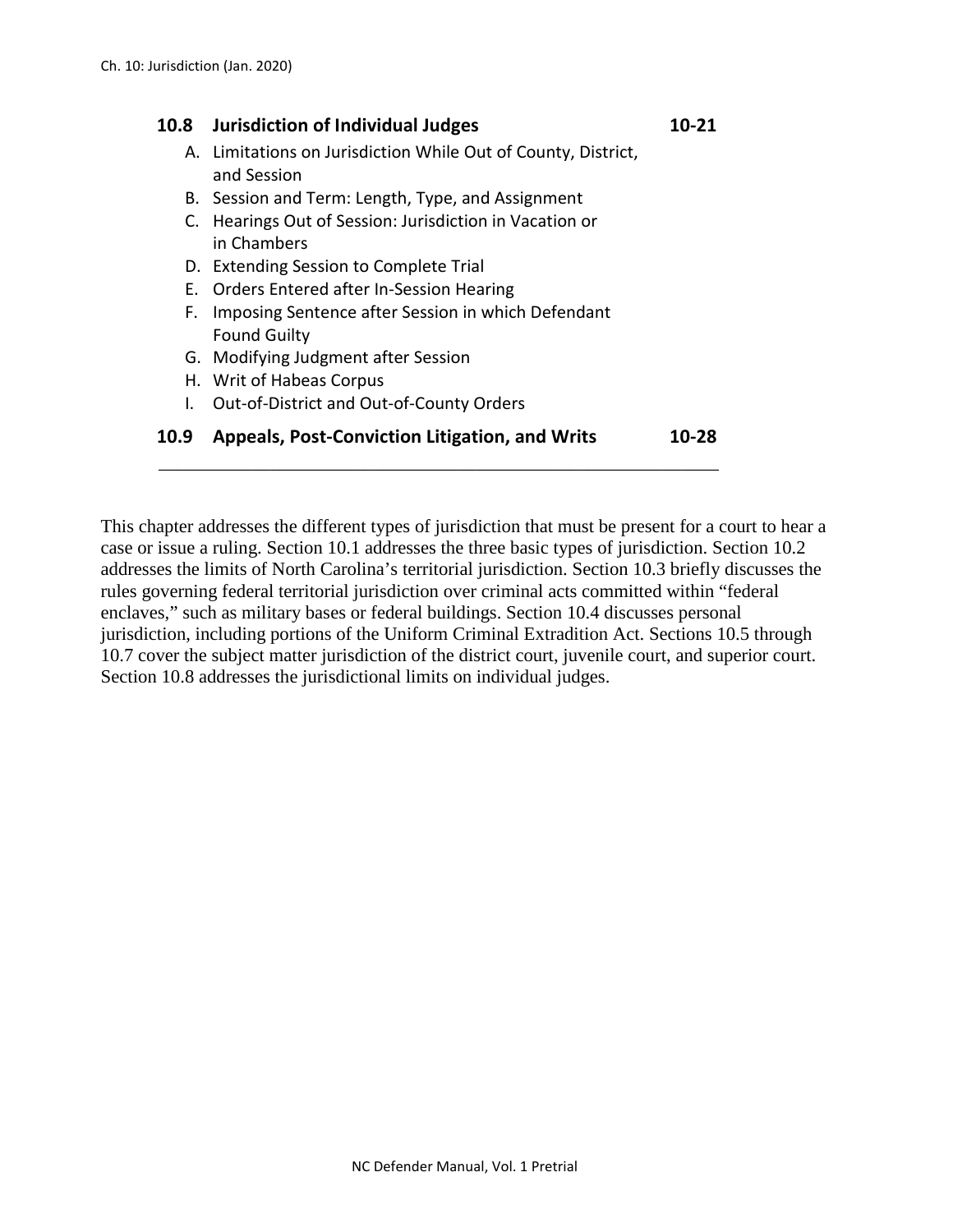**10.8 Jurisdiction of Individual Judges** **10-21**

A. Limitations on Jurisdiction While Out of County, District, and Session
B. Session and Term: Length, Type, and Assignment
C. Hearings Out of Session: Jurisdiction in Vacation or in Chambers
D. Extending Session to Complete Trial
E. Orders Entered after In-Session Hearing
F. Imposing Sentence after Session in which Defendant Found Guilty
G. Modifying Judgment after Session
H. Writ of Habeas Corpus
I. Out-of-District and Out-of-County Orders

**10.9 Appeals, Post-Conviction Litigation, and Writs** **10-28**

---

This chapter addresses the different types of jurisdiction that must be present for a court to hear a case or issue a ruling. Section 10.1 addresses the three basic types of jurisdiction. Section 10.2 addresses the limits of North Carolina's territorial jurisdiction. Section 10.3 briefly discusses the rules governing federal territorial jurisdiction over criminal acts committed within "federal enclaves," such as military bases or federal buildings. Section 10.4 discusses personal jurisdiction, including portions of the Uniform Criminal Extradition Act. Sections 10.5 through 10.7 cover the subject matter jurisdiction of the district court, juvenile court, and superior court. Section 10.8 addresses the jurisdictional limits on individual judges.